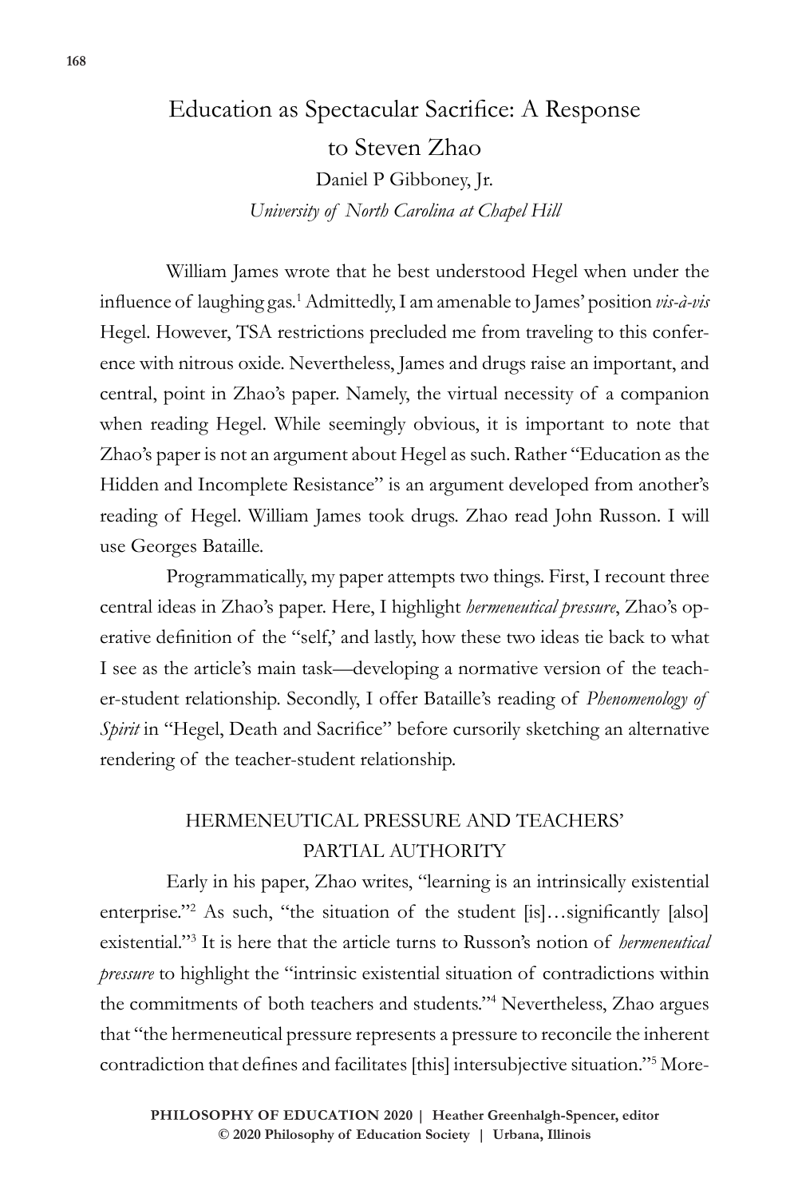# Education as Spectacular Sacrifice: A Response to Steven Zhao

Daniel P Gibboney, Jr.
*University of North Carolina at Chapel Hill*

William James wrote that he best understood Hegel when under the influence of laughing gas.[1] Admittedly, I am amenable to James' position *vis-à-vis* Hegel. However, TSA restrictions precluded me from traveling to this conference with nitrous oxide. Nevertheless, James and drugs raise an important, and central, point in Zhao's paper. Namely, the virtual necessity of a companion when reading Hegel. While seemingly obvious, it is important to note that Zhao's paper is not an argument about Hegel as such. Rather "Education as the Hidden and Incomplete Resistance" is an argument developed from another's reading of Hegel. William James took drugs. Zhao read John Russon. I will use Georges Bataille.

Programmatically, my paper attempts two things. First, I recount three central ideas in Zhao's paper. Here, I highlight *hermeneutical pressure*, Zhao's operative definition of the "self,' and lastly, how these two ideas tie back to what I see as the article's main task—developing a normative version of the teacher-student relationship. Secondly, I offer Bataille's reading of *Phenomenology of Spirit* in "Hegel, Death and Sacrifice" before cursorily sketching an alternative rendering of the teacher-student relationship.

## HERMENEUTICAL PRESSURE AND TEACHERS' PARTIAL AUTHORITY

Early in his paper, Zhao writes, "learning is an intrinsically existential enterprise."[2] As such, "the situation of the student [is]…significantly [also] existential."[3] It is here that the article turns to Russon's notion of *hermeneutical pressure* to highlight the "intrinsic existential situation of contradictions within the commitments of both teachers and students."[4] Nevertheless, Zhao argues that "the hermeneutical pressure represents a pressure to reconcile the inherent contradiction that defines and facilitates [this] intersubjective situation."[5] More-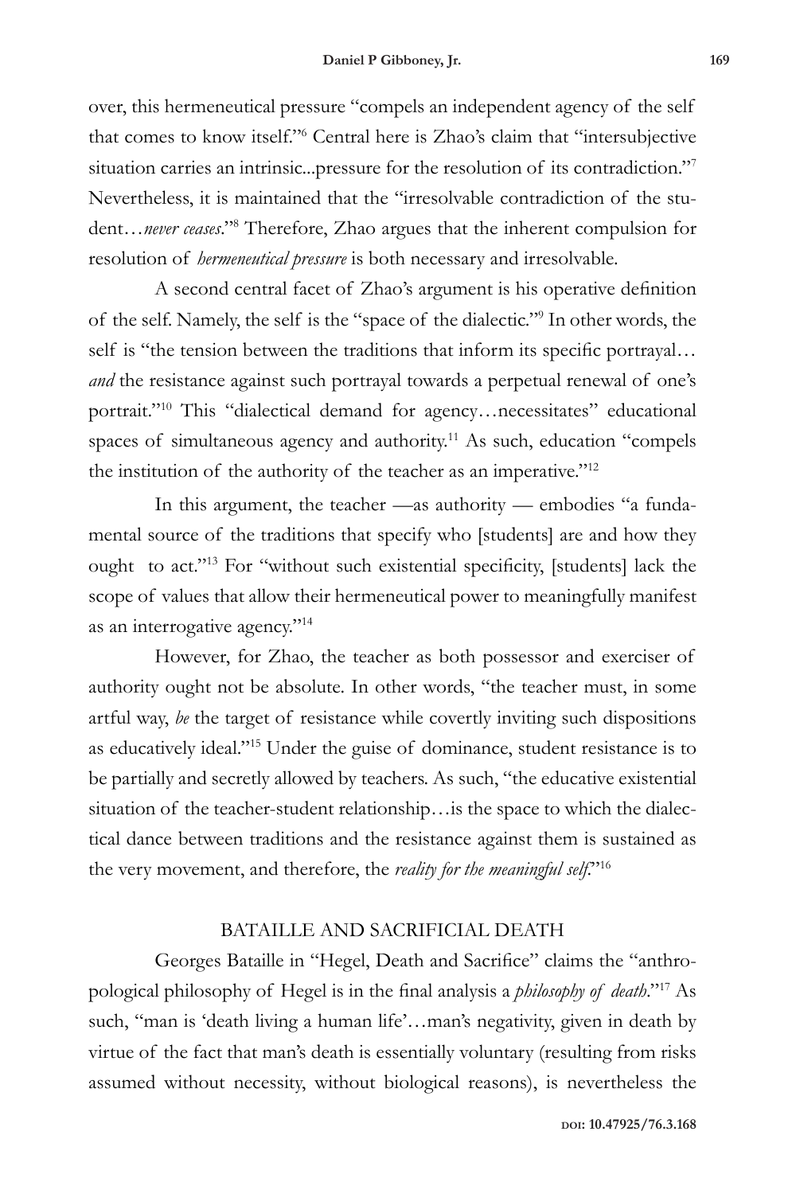over, this hermeneutical pressure "compels an independent agency of the self that comes to know itself."[6] Central here is Zhao's claim that "intersubjective situation carries an intrinsic...pressure for the resolution of its contradiction."[7] Nevertheless, it is maintained that the "irresolvable contradiction of the student…*never ceases*."[8] Therefore, Zhao argues that the inherent compulsion for resolution of *hermeneutical pressure* is both necessary and irresolvable.

A second central facet of Zhao's argument is his operative definition of the self. Namely, the self is the "space of the dialectic."[9] In other words, the self is "the tension between the traditions that inform its specific portrayal… *and* the resistance against such portrayal towards a perpetual renewal of one's portrait."[10] This "dialectical demand for agency…necessitates" educational spaces of simultaneous agency and authority.[11] As such, education "compels the institution of the authority of the teacher as an imperative."[12]

In this argument, the teacher —as authority — embodies "a fundamental source of the traditions that specify who [students] are and how they ought to act."[13] For "without such existential specificity, [students] lack the scope of values that allow their hermeneutical power to meaningfully manifest as an interrogative agency."[14]

However, for Zhao, the teacher as both possessor and exerciser of authority ought not be absolute. In other words, "the teacher must, in some artful way, *be* the target of resistance while covertly inviting such dispositions as educatively ideal."[15] Under the guise of dominance, student resistance is to be partially and secretly allowed by teachers. As such, "the educative existential situation of the teacher-student relationship…is the space to which the dialectical dance between traditions and the resistance against them is sustained as the very movement, and therefore, the *reality for the meaningful self*."[16]

## BATAILLE AND SACRIFICIAL DEATH

Georges Bataille in "Hegel, Death and Sacrifice" claims the "anthropological philosophy of Hegel is in the final analysis a *philosophy of death*."[17] As such, "man is 'death living a human life'…man's negativity, given in death by virtue of the fact that man's death is essentially voluntary (resulting from risks assumed without necessity, without biological reasons), is nevertheless the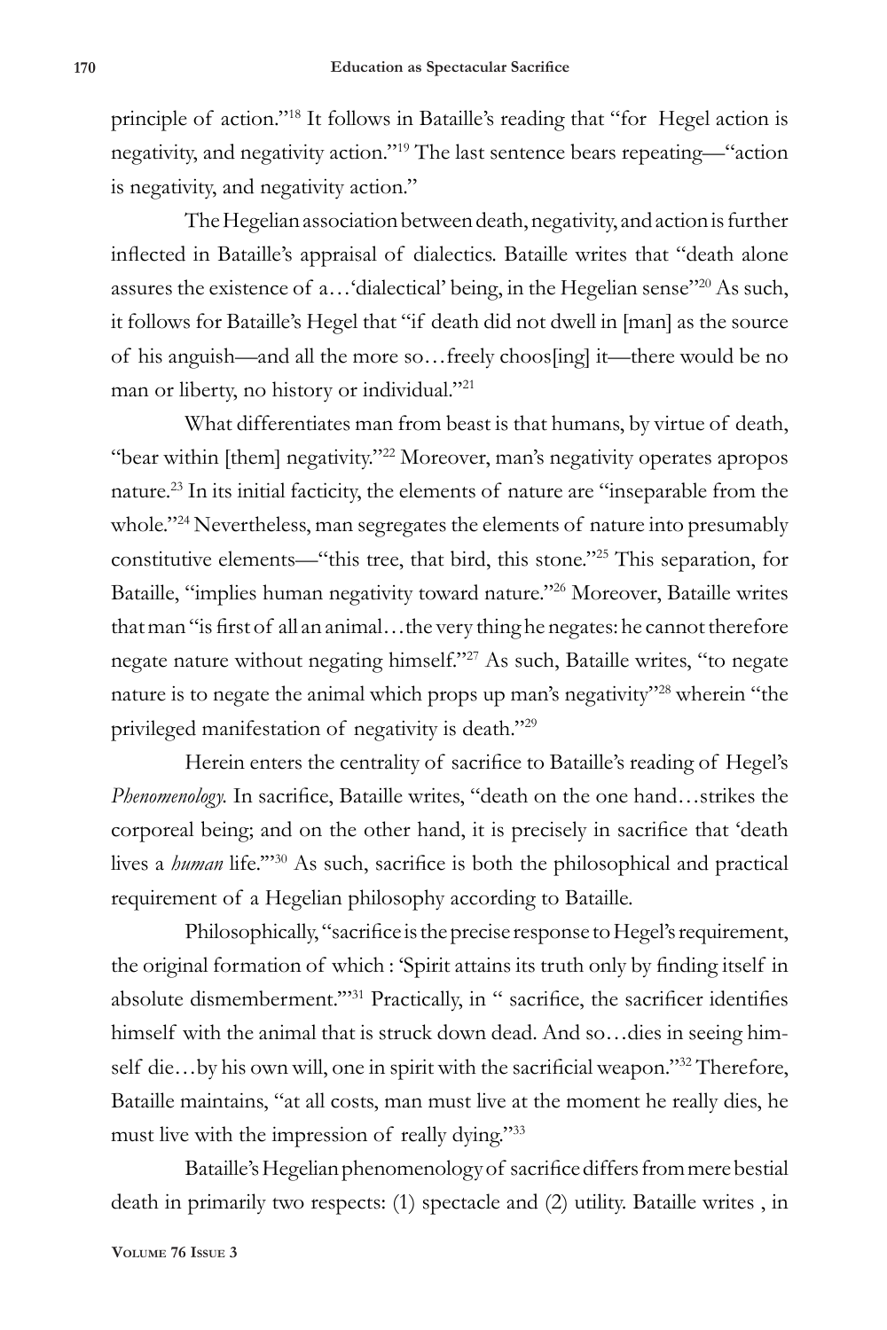principle of action."[18] It follows in Bataille's reading that "for Hegel action is negativity, and negativity action."[19] The last sentence bears repeating—"action is negativity, and negativity action."

The Hegelian association between death, negativity, and action is further inflected in Bataille's appraisal of dialectics. Bataille writes that "death alone assures the existence of a…'dialectical' being, in the Hegelian sense"[20] As such, it follows for Bataille's Hegel that "if death did not dwell in [man] as the source of his anguish—and all the more so…freely choos[ing] it—there would be no man or liberty, no history or individual."[21]

What differentiates man from beast is that humans, by virtue of death, "bear within [them] negativity."[22] Moreover, man's negativity operates apropos nature.[23] In its initial facticity, the elements of nature are "inseparable from the whole."[24] Nevertheless, man segregates the elements of nature into presumably constitutive elements—"this tree, that bird, this stone."[25] This separation, for Bataille, "implies human negativity toward nature."[26] Moreover, Bataille writes that man "is first of all an animal…the very thing he negates: he cannot therefore negate nature without negating himself."[27] As such, Bataille writes, "to negate nature is to negate the animal which props up man's negativity"[28] wherein "the privileged manifestation of negativity is death."[29]

Herein enters the centrality of sacrifice to Bataille's reading of Hegel's *Phenomenology.* In sacrifice, Bataille writes, "death on the one hand…strikes the corporeal being; and on the other hand, it is precisely in sacrifice that 'death lives a *human* life.'"[30] As such, sacrifice is both the philosophical and practical requirement of a Hegelian philosophy according to Bataille.

Philosophically, "sacrifice is the precise response to Hegel's requirement, the original formation of which : 'Spirit attains its truth only by finding itself in absolute dismemberment.'"[31] Practically, in " sacrifice, the sacrificer identifies himself with the animal that is struck down dead. And so…dies in seeing himself die…by his own will, one in spirit with the sacrificial weapon."[32] Therefore, Bataille maintains, "at all costs, man must live at the moment he really dies, he must live with the impression of really dying."[33]

Bataille's Hegelian phenomenology of sacrifice differs from mere bestial death in primarily two respects: (1) spectacle and (2) utility. Bataille writes , in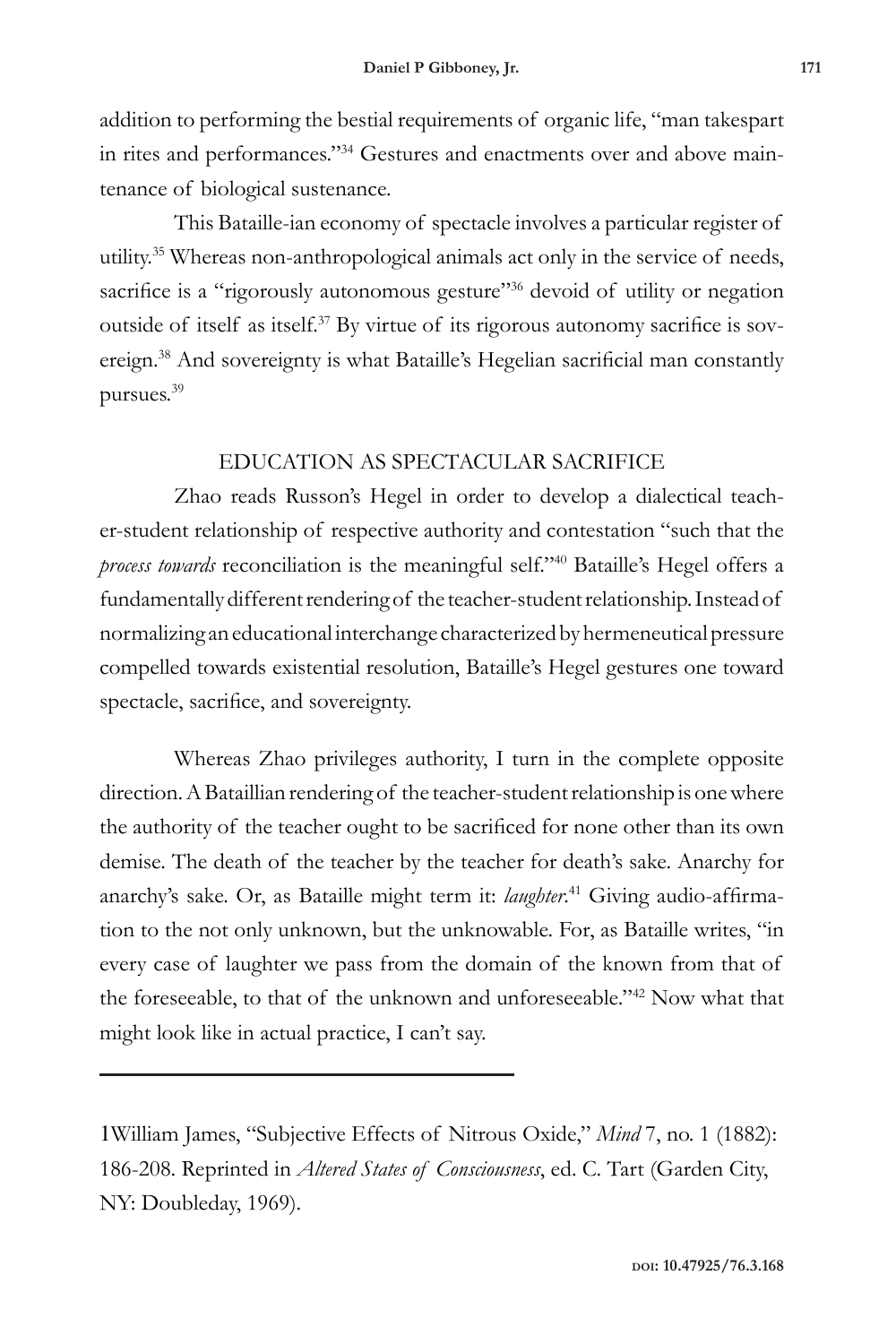addition to performing the bestial requirements of organic life, "man takespart in rites and performances."[34] Gestures and enactments over and above maintenance of biological sustenance.

This Bataille-ian economy of spectacle involves a particular register of utility.[35] Whereas non-anthropological animals act only in the service of needs, sacrifice is a "rigorously autonomous gesture"[36] devoid of utility or negation outside of itself as itself.[37] By virtue of its rigorous autonomy sacrifice is sovereign.[38] And sovereignty is what Bataille's Hegelian sacrificial man constantly pursues.[39]

## EDUCATION AS SPECTACULAR SACRIFICE

Zhao reads Russon's Hegel in order to develop a dialectical teacher-student relationship of respective authority and contestation "such that the *process towards* reconciliation is the meaningful self."[40] Bataille's Hegel offers a fundamentally different rendering of the teacher-student relationship. Instead of normalizing an educational interchange characterized by hermeneutical pressure compelled towards existential resolution, Bataille's Hegel gestures one toward spectacle, sacrifice, and sovereignty.

Whereas Zhao privileges authority, I turn in the complete opposite direction. A Bataillian rendering of the teacher-student relationship is one where the authority of the teacher ought to be sacrificed for none other than its own demise. The death of the teacher by the teacher for death's sake. Anarchy for anarchy's sake. Or, as Bataille might term it: *laughter*.[41] Giving audio-affirmation to the not only unknown, but the unknowable. For, as Bataille writes, "in every case of laughter we pass from the domain of the known from that of the foreseeable, to that of the unknown and unforeseeable."[42] Now what that might look like in actual practice, I can't say.

---

1William James, "Subjective Effects of Nitrous Oxide," *Mind* 7, no. 1 (1882): 186-208. Reprinted in *Altered States of Consciousness*, ed. C. Tart (Garden City, NY: Doubleday, 1969).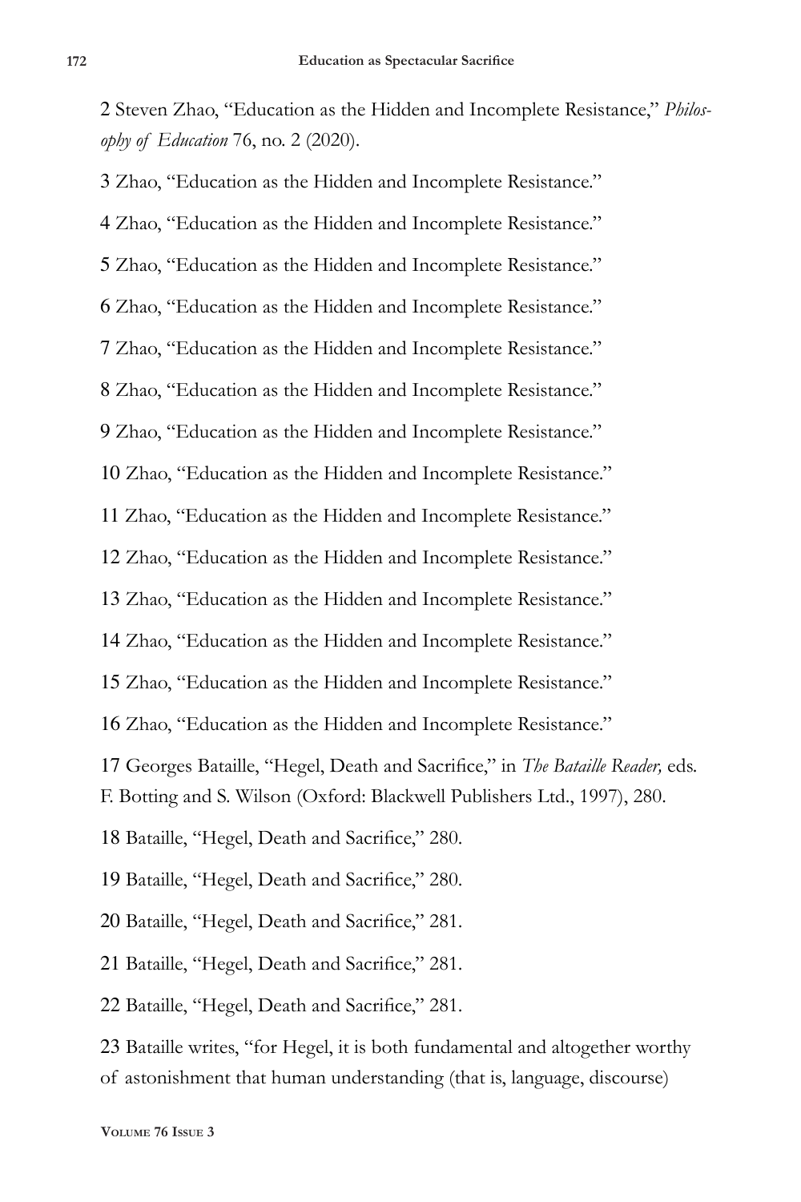2 Steven Zhao, "Education as the Hidden and Incomplete Resistance," *Philosophy of Education* 76, no. 2 (2020).

3 Zhao, "Education as the Hidden and Incomplete Resistance."

4 Zhao, "Education as the Hidden and Incomplete Resistance."

5 Zhao, "Education as the Hidden and Incomplete Resistance."

6 Zhao, "Education as the Hidden and Incomplete Resistance."

7 Zhao, "Education as the Hidden and Incomplete Resistance."

8 Zhao, "Education as the Hidden and Incomplete Resistance."

9 Zhao, "Education as the Hidden and Incomplete Resistance."

10 Zhao, "Education as the Hidden and Incomplete Resistance."

11 Zhao, "Education as the Hidden and Incomplete Resistance."

12 Zhao, "Education as the Hidden and Incomplete Resistance."

13 Zhao, "Education as the Hidden and Incomplete Resistance."

14 Zhao, "Education as the Hidden and Incomplete Resistance."

15 Zhao, "Education as the Hidden and Incomplete Resistance."

16 Zhao, "Education as the Hidden and Incomplete Resistance."

17 Georges Bataille, "Hegel, Death and Sacrifice," in *The Bataille Reader,* eds. F. Botting and S. Wilson (Oxford: Blackwell Publishers Ltd., 1997), 280.

18 Bataille, "Hegel, Death and Sacrifice," 280.

19 Bataille, "Hegel, Death and Sacrifice," 280.

20 Bataille, "Hegel, Death and Sacrifice," 281.

21 Bataille, "Hegel, Death and Sacrifice," 281.

22 Bataille, "Hegel, Death and Sacrifice," 281.

23 Bataille writes, "for Hegel, it is both fundamental and altogether worthy of astonishment that human understanding (that is, language, discourse)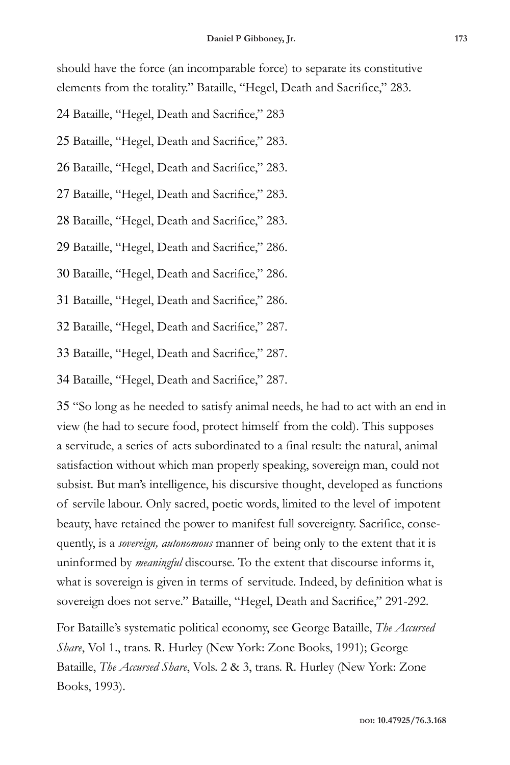should have the force (an incomparable force) to separate its constitutive elements from the totality." Bataille, "Hegel, Death and Sacrifice," 283.

24 Bataille, "Hegel, Death and Sacrifice," 283

25 Bataille, "Hegel, Death and Sacrifice," 283.

26 Bataille, "Hegel, Death and Sacrifice," 283.

27 Bataille, "Hegel, Death and Sacrifice," 283.

28 Bataille, "Hegel, Death and Sacrifice," 283.

29 Bataille, "Hegel, Death and Sacrifice," 286.

30 Bataille, "Hegel, Death and Sacrifice," 286.

31 Bataille, "Hegel, Death and Sacrifice," 286.

32 Bataille, "Hegel, Death and Sacrifice," 287.

33 Bataille, "Hegel, Death and Sacrifice," 287.

34 Bataille, "Hegel, Death and Sacrifice," 287.

35 "So long as he needed to satisfy animal needs, he had to act with an end in view (he had to secure food, protect himself from the cold). This supposes a servitude, a series of acts subordinated to a final result: the natural, animal satisfaction without which man properly speaking, sovereign man, could not subsist. But man's intelligence, his discursive thought, developed as functions of servile labour. Only sacred, poetic words, limited to the level of impotent beauty, have retained the power to manifest full sovereignty. Sacrifice, consequently, is a *sovereign, autonomous* manner of being only to the extent that it is uninformed by *meaningful* discourse. To the extent that discourse informs it, what is sovereign is given in terms of servitude. Indeed, by definition what is sovereign does not serve." Bataille, "Hegel, Death and Sacrifice," 291-292.

For Bataille's systematic political economy, see George Bataille, *The Accursed Share*, Vol 1., trans. R. Hurley (New York: Zone Books, 1991); George Bataille, *The Accursed Share*, Vols. 2 & 3, trans. R. Hurley (New York: Zone Books, 1993).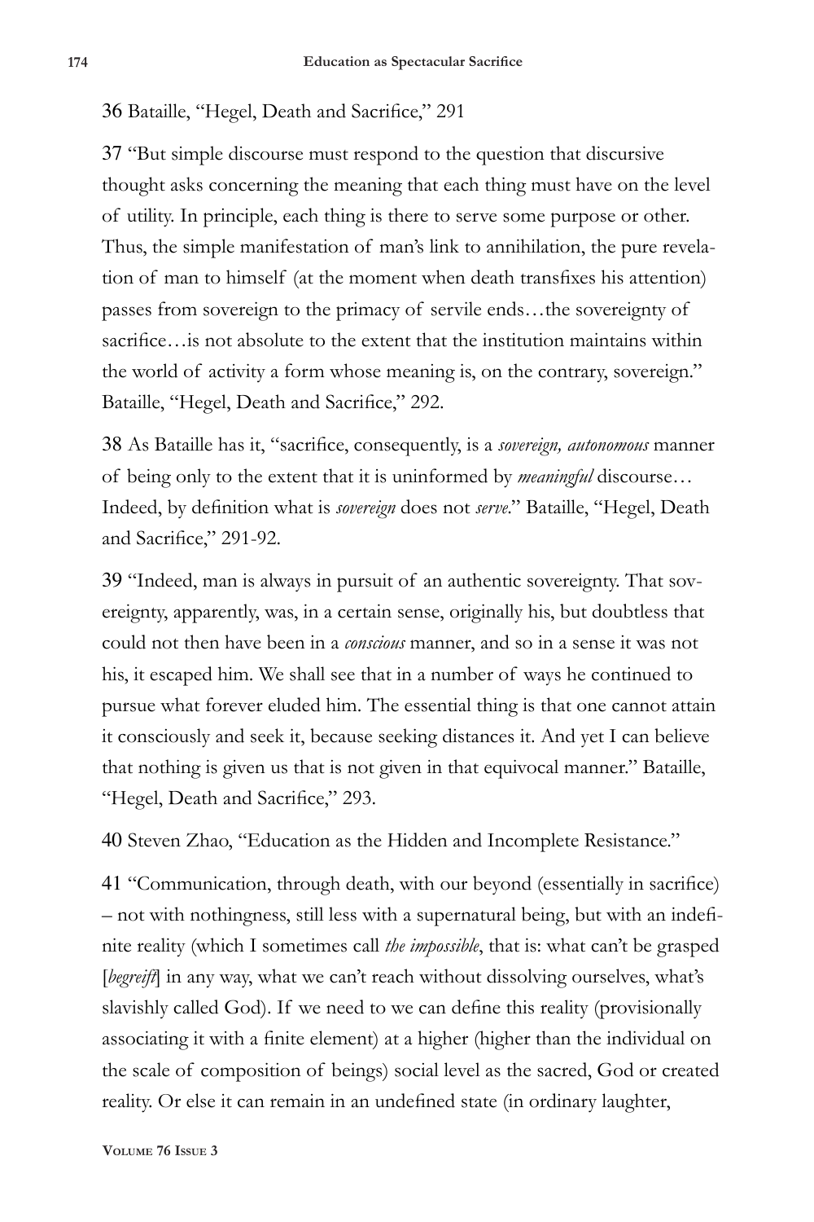36 Bataille, "Hegel, Death and Sacrifice," 291

37 "But simple discourse must respond to the question that discursive thought asks concerning the meaning that each thing must have on the level of utility. In principle, each thing is there to serve some purpose or other. Thus, the simple manifestation of man's link to annihilation, the pure revelation of man to himself (at the moment when death transfixes his attention) passes from sovereign to the primacy of servile ends…the sovereignty of sacrifice…is not absolute to the extent that the institution maintains within the world of activity a form whose meaning is, on the contrary, sovereign." Bataille, "Hegel, Death and Sacrifice," 292.

38 As Bataille has it, "sacrifice, consequently, is a *sovereign, autonomous* manner of being only to the extent that it is uninformed by *meaningful* discourse… Indeed, by definition what is *sovereign* does not *serve*." Bataille, "Hegel, Death and Sacrifice," 291-92.

39 "Indeed, man is always in pursuit of an authentic sovereignty. That sovereignty, apparently, was, in a certain sense, originally his, but doubtless that could not then have been in a *conscious* manner, and so in a sense it was not his, it escaped him. We shall see that in a number of ways he continued to pursue what forever eluded him. The essential thing is that one cannot attain it consciously and seek it, because seeking distances it. And yet I can believe that nothing is given us that is not given in that equivocal manner." Bataille, "Hegel, Death and Sacrifice," 293.

40 Steven Zhao, "Education as the Hidden and Incomplete Resistance."

41 "Communication, through death, with our beyond (essentially in sacrifice) – not with nothingness, still less with a supernatural being, but with an indefinite reality (which I sometimes call *the impossible*, that is: what can't be grasped [*begreift*] in any way, what we can't reach without dissolving ourselves, what's slavishly called God). If we need to we can define this reality (provisionally associating it with a finite element) at a higher (higher than the individual on the scale of composition of beings) social level as the sacred, God or created reality. Or else it can remain in an undefined state (in ordinary laughter,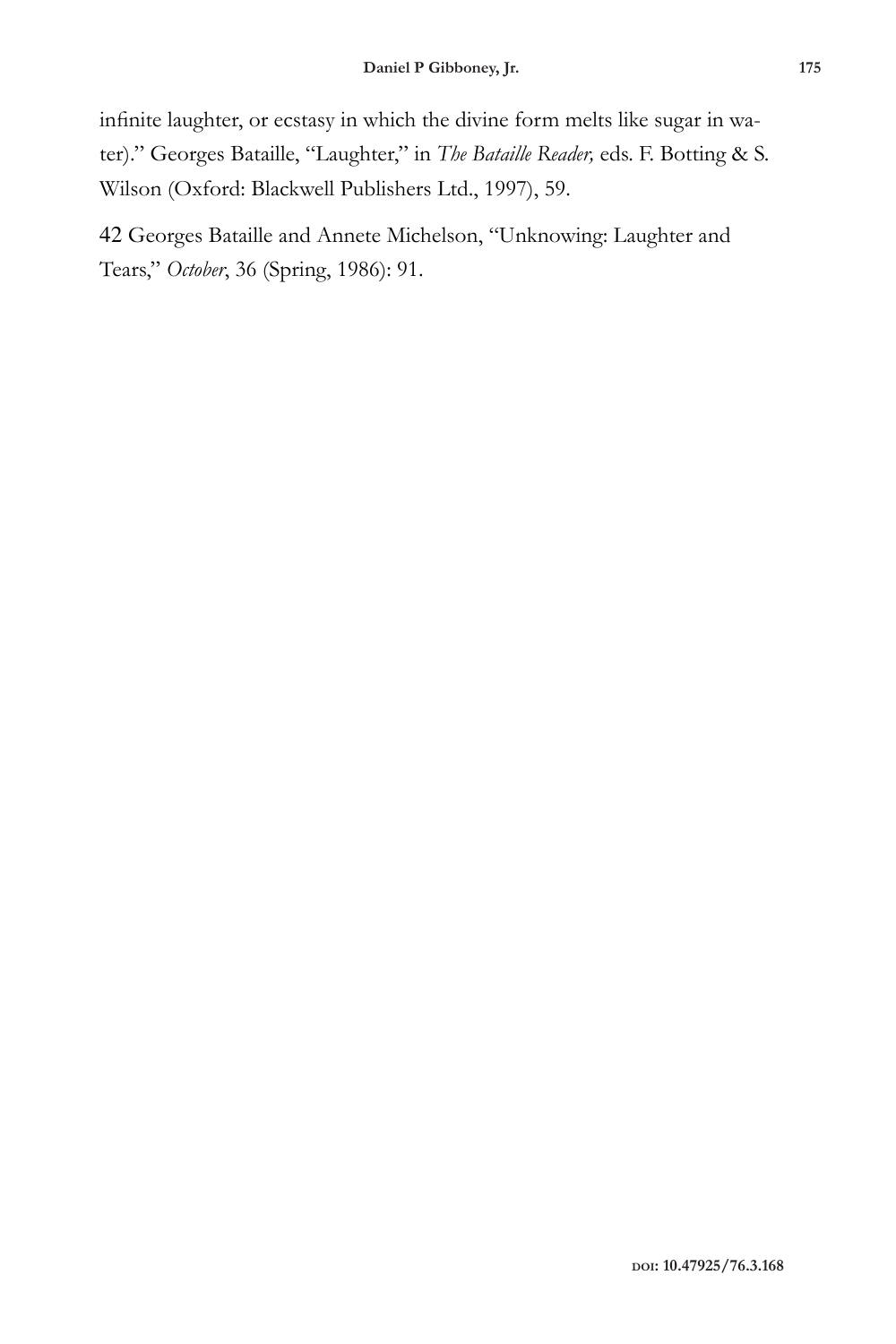infinite laughter, or ecstasy in which the divine form melts like sugar in water)." Georges Bataille, "Laughter," in *The Bataille Reader,* eds. F. Botting & S. Wilson (Oxford: Blackwell Publishers Ltd., 1997), 59.

42 Georges Bataille and Annete Michelson, "Unknowing: Laughter and Tears," *October*, 36 (Spring, 1986): 91.